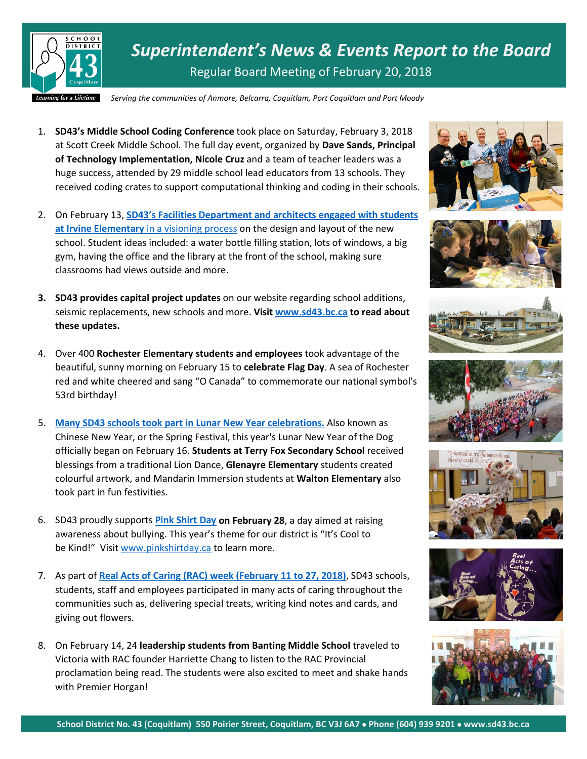# *Superintendent's News & Events Report to the Board*

Regular Board Meeting of February 20, 2018

*Serving the communities of Anmore, Belcarra, Coquitlam, Port Coquitlam and Port Moody*

1. **SD43's Middle School Coding Conference** took place on Saturday, February 3, 2018 at Scott Creek Middle School. The full day event, organized by **Dave Sands, Principal of Technology Implementation, Nicole Cruz** and a team of teacher leaders was a huge success, attended by 29 middle school lead educators from 13 schools. They received coding crates to support computational thinking and coding in their schools.

2. On February 13, **SD43's Facilities Department and architects engaged with students at Irvine Elementary** in a visioning process on the design and layout of the new school. Student ideas included: a water bottle filling station, lots of windows, a big gym, having the office and the library at the front of the school, making sure classrooms had views outside and more.

3. **SD43 provides capital project updates** on our website regarding school additions, seismic replacements, new schools and more. **Visit www.sd43.bc.ca to read about these updates.**

4. Over 400 **Rochester Elementary students and employees** took advantage of the beautiful, sunny morning on February 15 to **celebrate Flag Day**. A sea of Rochester red and white cheered and sang "O Canada" to commemorate our national symbol's 53rd birthday!

5. **Many SD43 schools took part in Lunar New Year celebrations.** Also known as Chinese New Year, or the Spring Festival, this year's Lunar New Year of the Dog officially began on February 16. **Students at Terry Fox Secondary School** received blessings from a traditional Lion Dance, **Glenayre Elementary** students created colourful artwork, and Mandarin Immersion students at **Walton Elementary** also took part in fun festivities.

6. SD43 proudly supports **Pink Shirt Day on February 28**, a day aimed at raising awareness about bullying. This year's theme for our district is "It's Cool to be Kind!" Visit www.pinkshirtday.ca to learn more.

7. As part of **Real Acts of Caring (RAC) week (February 11 to 27, 2018)**, SD43 schools, students, staff and employees participated in many acts of caring throughout the communities such as, delivering special treats, writing kind notes and cards, and giving out flowers.

8. On February 14, 24 **leadership students from Banting Middle School** traveled to Victoria with RAC founder Harriette Chang to listen to the RAC Provincial proclamation being read. The students were also excited to meet and shake hands with Premier Horgan!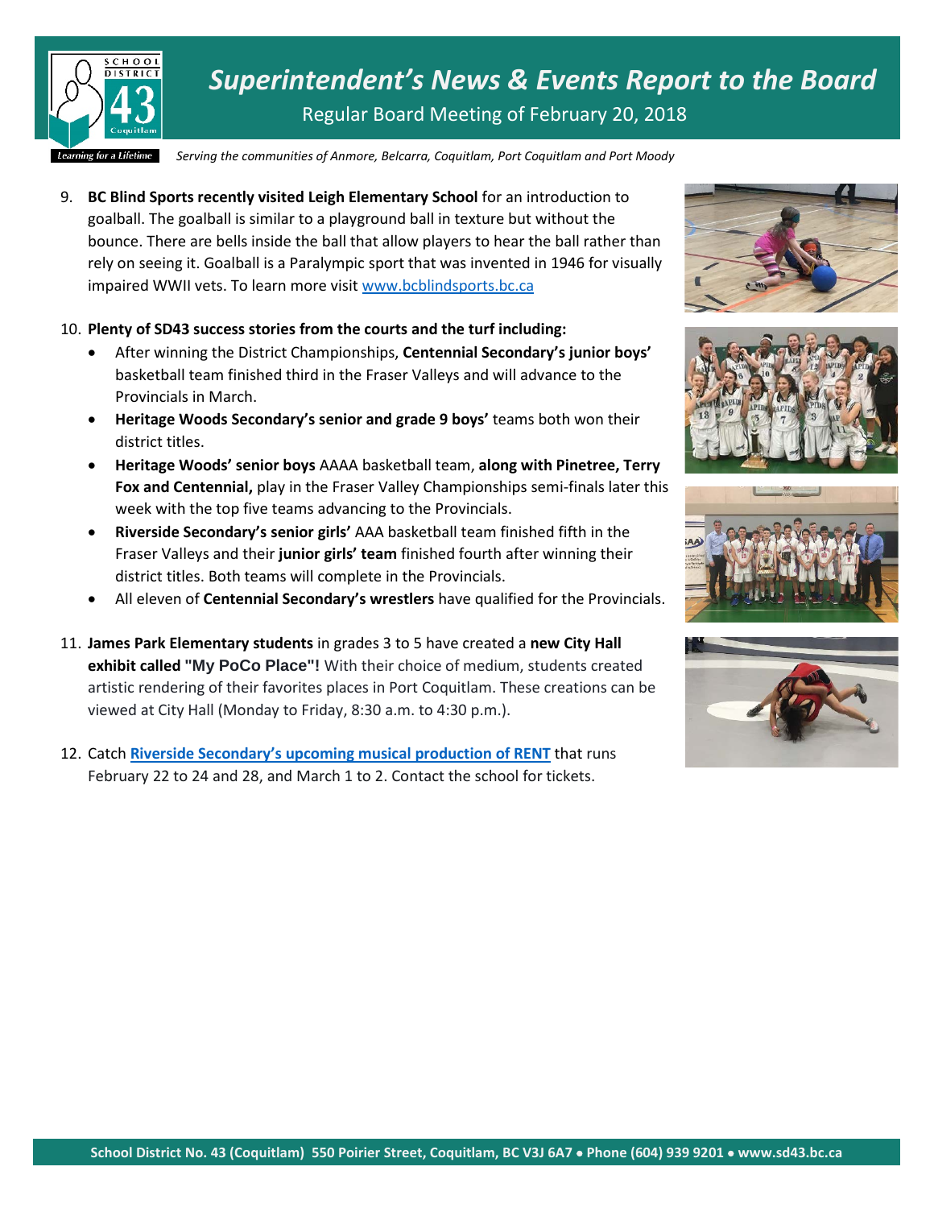# *Superintendent's News & Events Report to the Board*

Regular Board Meeting of February 20, 2018

*Serving the communities of Anmore, Belcarra, Coquitlam, Port Coquitlam and Port Moody*

9. **BC Blind Sports recently visited Leigh Elementary School** for an introduction to goalball. The goalball is similar to a playground ball in texture but without the bounce. There are bells inside the ball that allow players to hear the ball rather than rely on seeing it. Goalball is a Paralympic sport that was invented in 1946 for visually impaired WWII vets. To learn more visit [www.bcblindsports.bc.ca](www.bcblindsports.bc.ca)

10. **Plenty of SD43 success stories from the courts and the turf including:**
    - After winning the District Championships, **Centennial Secondary's junior boys'** basketball team finished third in the Fraser Valleys and will advance to the Provincials in March.
    - **Heritage Woods Secondary's senior and grade 9 boys'** teams both won their district titles.
    - **Heritage Woods' senior boys** AAAA basketball team, **along with Pinetree, Terry Fox and Centennial,** play in the Fraser Valley Championships semi-finals later this week with the top five teams advancing to the Provincials.
    - **Riverside Secondary's senior girls'** AAA basketball team finished fifth in the Fraser Valleys and their **junior girls' team** finished fourth after winning their district titles. Both teams will complete in the Provincials.
    - All eleven of **Centennial Secondary's wrestlers** have qualified for the Provincials.

11. **James Park Elementary students** in grades 3 to 5 have created a **new City Hall exhibit called "My PoCo Place"!** With their choice of medium, students created artistic rendering of their favorites places in Port Coquitlam. These creations can be viewed at City Hall (Monday to Friday, 8:30 a.m. to 4:30 p.m.).

12. Catch **Riverside Secondary's upcoming musical production of RENT** that runs February 22 to 24 and 28, and March 1 to 2. Contact the school for tickets.